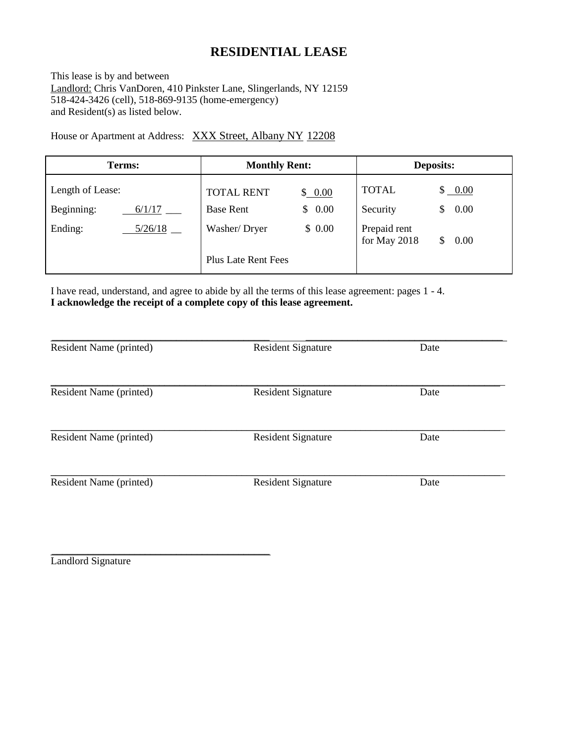# RESIDENTIAL LEASE

This lease is by and between
Landlord: Chris VanDoren, 410 Pinkster Lane, Slingerlands, NY 12159
518-424-3426 (cell), 518-869-9135 (home-emergency)
and Resident(s) as listed below.

House or Apartment at Address: XXX Street, Albany NY 12208

| Terms: | | Monthly Rent: | | Deposits: | |
|---|---|---|---|---|---|
| Length of Lease: | | TOTAL RENT | $ 0.00 | TOTAL | $ 0.00 |
| Beginning: | 6/1/17 | Base Rent | $ 0.00 | Security | $ 0.00 |
| Ending: | 5/26/18 | Washer/ Dryer | $ 0.00 | Prepaid rent for May 2018 | $ 0.00 |
| | | Plus Late Rent Fees | | | |

I have read, understand, and agree to abide by all the terms of this lease agreement: pages 1 - 4.
**I acknowledge the receipt of a complete copy of this lease agreement.**

Resident Name (printed) Resident Signature Date

Resident Name (printed) Resident Signature Date

Resident Name (printed) Resident Signature Date

Resident Name (printed) Resident Signature Date

Landlord Signature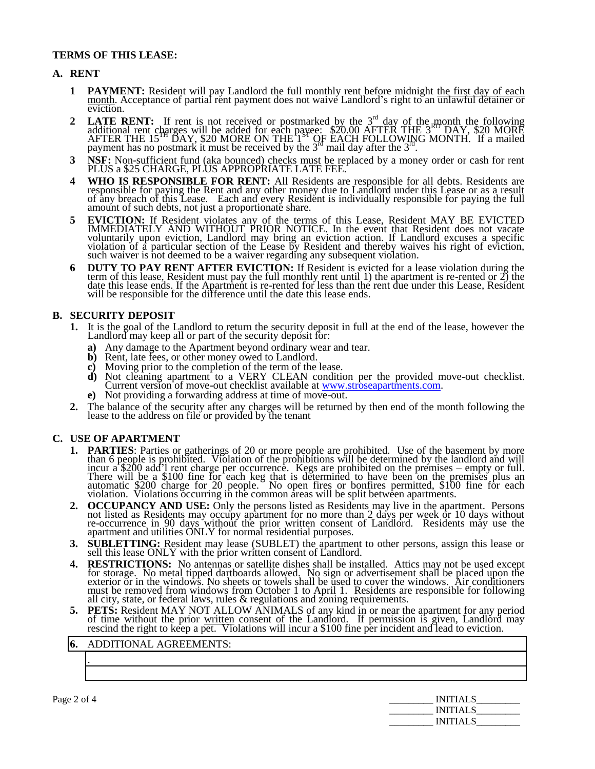**TERMS OF THIS LEASE:**

## A. RENT

1 **PAYMENT:** Resident will pay Landlord the full monthly rent before midnight the first day of each month. Acceptance of partial rent payment does not waive Landlord's right to an unlawful detainer or eviction.

2 **LATE RENT:** If rent is not received or postmarked by the 3rd day of the month the following additional rent charges will be added for each payee: $20.00 AFTER THE 3RD DAY, $20 MORE AFTER THE 15TH DAY, $20 MORE ON THE 1ST OF EACH FOLLOWING MONTH. If a mailed payment has no postmark it must be received by the 3rd mail day after the 3rd.

3 **NSF:** Non-sufficient fund (aka bounced) checks must be replaced by a money order or cash for rent PLUS a $25 CHARGE, PLUS APPROPRIATE LATE FEE.

4 **WHO IS RESPONSIBLE FOR RENT:** All Residents are responsible for all debts. Residents are responsible for paying the Rent and any other money due to Landlord under this Lease or as a result of any breach of this Lease. Each and every Resident is individually responsible for paying the full amount of such debts, not just a proportionate share.

5 **EVICTION:** If Resident violates any of the terms of this Lease, Resident MAY BE EVICTED IMMEDIATELY AND WITHOUT PRIOR NOTICE. In the event that Resident does not vacate voluntarily upon eviction, Landlord may bring an eviction action. If Landlord excuses a specific violation of a particular section of the Lease by Resident and thereby waives his right of eviction, such waiver is not deemed to be a waiver regarding any subsequent violation.

6 **DUTY TO PAY RENT AFTER EVICTION:** If Resident is evicted for a lease violation during the term of this lease, Resident must pay the full monthly rent until 1) the apartment is re-rented or 2) the date this lease ends. If the Apartment is re-rented for less than the rent due under this Lease, Resident will be responsible for the difference until the date this lease ends.

## B. SECURITY DEPOSIT

1. It is the goal of the Landlord to return the security deposit in full at the end of the lease, however the Landlord may keep all or part of the security deposit for:
   - **a)** Any damage to the Apartment beyond ordinary wear and tear.
   - **b)** Rent, late fees, or other money owed to Landlord.
   - **c)** Moving prior to the completion of the term of the lease.
   - **d)** Not cleaning apartment to a VERY CLEAN condition per the provided move-out checklist. Current version of move-out checklist available at www.stroseapartments.com.
   - **e)** Not providing a forwarding address at time of move-out.
2. The balance of the security after any charges will be returned by then end of the month following the lease to the address on file or provided by the tenant

## C. USE OF APARTMENT

1. **PARTIES**: Parties or gatherings of 20 or more people are prohibited. Use of the basement by more than 6 people is prohibited. Violation of the prohibitions will be determined by the landlord and will incur a $200 add'l rent charge per occurrence. Kegs are prohibited on the premises – empty or full. There will be a $100 fine for each keg that is determined to have been on the premises plus an automatic $200 charge for 20 people. No open fires or bonfires permitted, $100 fine for each violation. Violations occurring in the common areas will be split between apartments.
2. **OCCUPANCY AND USE:** Only the persons listed as Residents may live in the apartment. Persons not listed as Residents may occupy apartment for no more than 2 days per week or 10 days without re-occurrence in 90 days without the prior written consent of Landlord. Residents may use the apartment and utilities ONLY for normal residential purposes.
3. **SUBLETTING:** Resident may lease (SUBLET) the apartment to other persons, assign this lease or sell this lease ONLY with the prior written consent of Landlord.
4. **RESTRICTIONS:** No antennas or satellite dishes shall be installed. Attics may not be used except for storage. No metal tipped dartboards allowed. No sign or advertisement shall be placed upon the exterior or in the windows. No sheets or towels shall be used to cover the windows. Air conditioners must be removed from windows from October 1 to April 1. Residents are responsible for following all city, state, or federal laws, rules & regulations and zoning requirements.
5. **PETS:** Resident MAY NOT ALLOW ANIMALS of any kind in or near the apartment for any period of time without the prior written consent of the Landlord. If permission is given, Landlord may rescind the right to keep a pet. Violations will incur a $100 fine per incident and lead to eviction.

| **6.** ADDITIONAL AGREEMENTS: |
|---|
| . |
| |

_________ INITIALS_________
_________ INITIALS_________
_________ INITIALS_________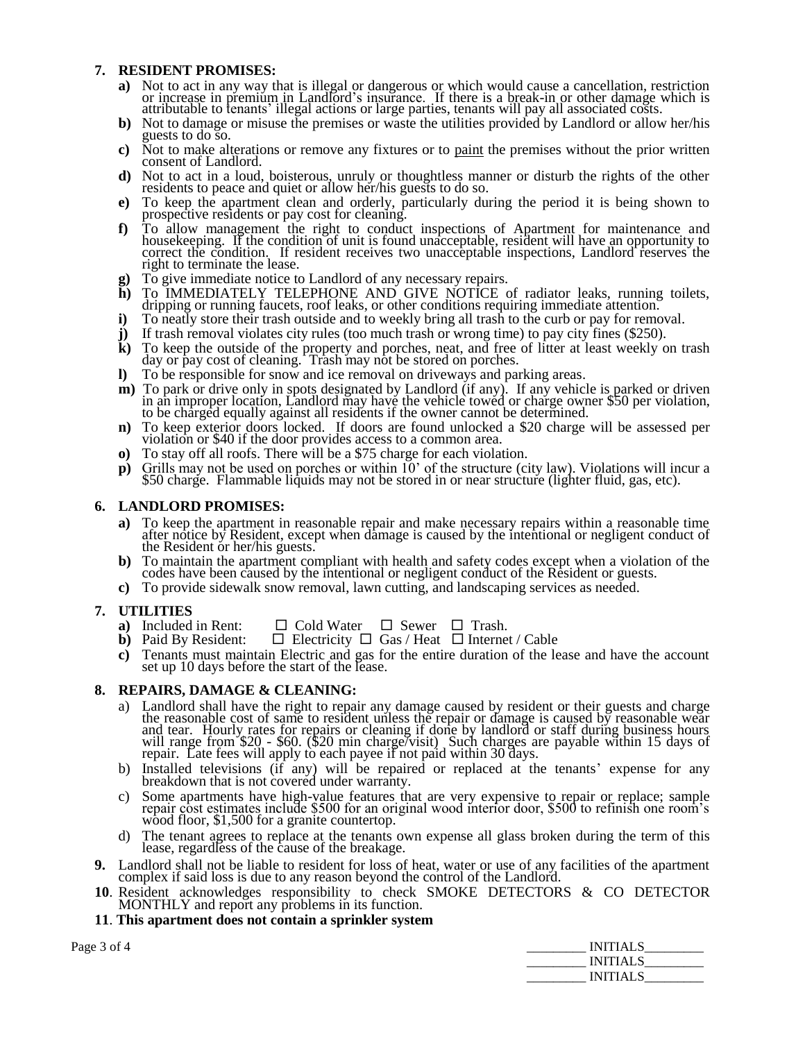**7. RESIDENT PROMISES:**

- **a)** Not to act in any way that is illegal or dangerous or which would cause a cancellation, restriction or increase in premium in Landlord's insurance. If there is a break-in or other damage which is attributable to tenants' illegal actions or large parties, tenants will pay all associated costs.
- **b)** Not to damage or misuse the premises or waste the utilities provided by Landlord or allow her/his guests to do so.
- **c)** Not to make alterations or remove any fixtures or to <u>paint</u> the premises without the prior written consent of Landlord.
- **d)** Not to act in a loud, boisterous, unruly or thoughtless manner or disturb the rights of the other residents to peace and quiet or allow her/his guests to do so.
- **e)** To keep the apartment clean and orderly, particularly during the period it is being shown to prospective residents or pay cost for cleaning.
- **f)** To allow management the right to conduct inspections of Apartment for maintenance and housekeeping. If the condition of unit is found unacceptable, resident will have an opportunity to correct the condition. If resident receives two unacceptable inspections, Landlord reserves the right to terminate the lease.
- **g)** To give immediate notice to Landlord of any necessary repairs.
- **h)** To IMMEDIATELY TELEPHONE AND GIVE NOTICE of radiator leaks, running toilets, dripping or running faucets, roof leaks, or other conditions requiring immediate attention.
- **i)** To neatly store their trash outside and to weekly bring all trash to the curb or pay for removal.
- **j)** If trash removal violates city rules (too much trash or wrong time) to pay city fines ($250).
- **k)** To keep the outside of the property and porches, neat, and free of litter at least weekly on trash day or pay cost of cleaning. Trash may not be stored on porches.
- **l)** To be responsible for snow and ice removal on driveways and parking areas.
- **m)** To park or drive only in spots designated by Landlord (if any). If any vehicle is parked or driven in an improper location, Landlord may have the vehicle towed or charge owner $50 per violation, to be charged equally against all residents if the owner cannot be determined.
- **n)** To keep exterior doors locked. If doors are found unlocked a $20 charge will be assessed per violation or $40 if the door provides access to a common area.
- **o)** To stay off all roofs. There will be a $75 charge for each violation.
- **p)** Grills may not be used on porches or within 10' of the structure (city law). Violations will incur a $50 charge. Flammable liquids may not be stored in or near structure (lighter fluid, gas, etc).

**6. LANDLORD PROMISES:**

- **a)** To keep the apartment in reasonable repair and make necessary repairs within a reasonable time after notice by Resident, except when damage is caused by the intentional or negligent conduct of the Resident or her/his guests.
- **b)** To maintain the apartment compliant with health and safety codes except when a violation of the codes have been caused by the intentional or negligent conduct of the Resident or guests.
- **c)** To provide sidewalk snow removal, lawn cutting, and landscaping services as needed.

**7. UTILITIES**

- **a)** Included in Rent: ☐ Cold Water ☐ Sewer ☐ Trash.
- **b)** Paid By Resident: ☐ Electricity ☐ Gas / Heat ☐ Internet / Cable
- **c)** Tenants must maintain Electric and gas for the entire duration of the lease and have the account set up 10 days before the start of the lease.

**8. REPAIRS, DAMAGE & CLEANING:**

- a) Landlord shall have the right to repair any damage caused by resident or their guests and charge the reasonable cost of same to resident unless the repair or damage is caused by reasonable wear and tear. Hourly rates for repairs or cleaning if done by landlord or staff during business hours will range from $20 - $60. ($20 min charge/visit) Such charges are payable within 15 days of repair. Late fees will apply to each payee if not paid within 30 days.
- b) Installed televisions (if any) will be repaired or replaced at the tenants' expense for any breakdown that is not covered under warranty.
- c) Some apartments have high-value features that are very expensive to repair or replace; sample repair cost estimates include $500 for an original wood interior door, $500 to refinish one room's wood floor, $1,500 for a granite countertop.
- d) The tenant agrees to replace at the tenants own expense all glass broken during the term of this lease, regardless of the cause of the breakage.

**9.** Landlord shall not be liable to resident for loss of heat, water or use of any facilities of the apartment complex if said loss is due to any reason beyond the control of the Landlord.

**10**. Resident acknowledges responsibility to check SMOKE DETECTORS & CO DETECTOR MONTHLY and report any problems in its function.

**11**. **This apartment does not contain a sprinkler system**

_________ INITIALS_________
_________ INITIALS_________
_________ INITIALS_________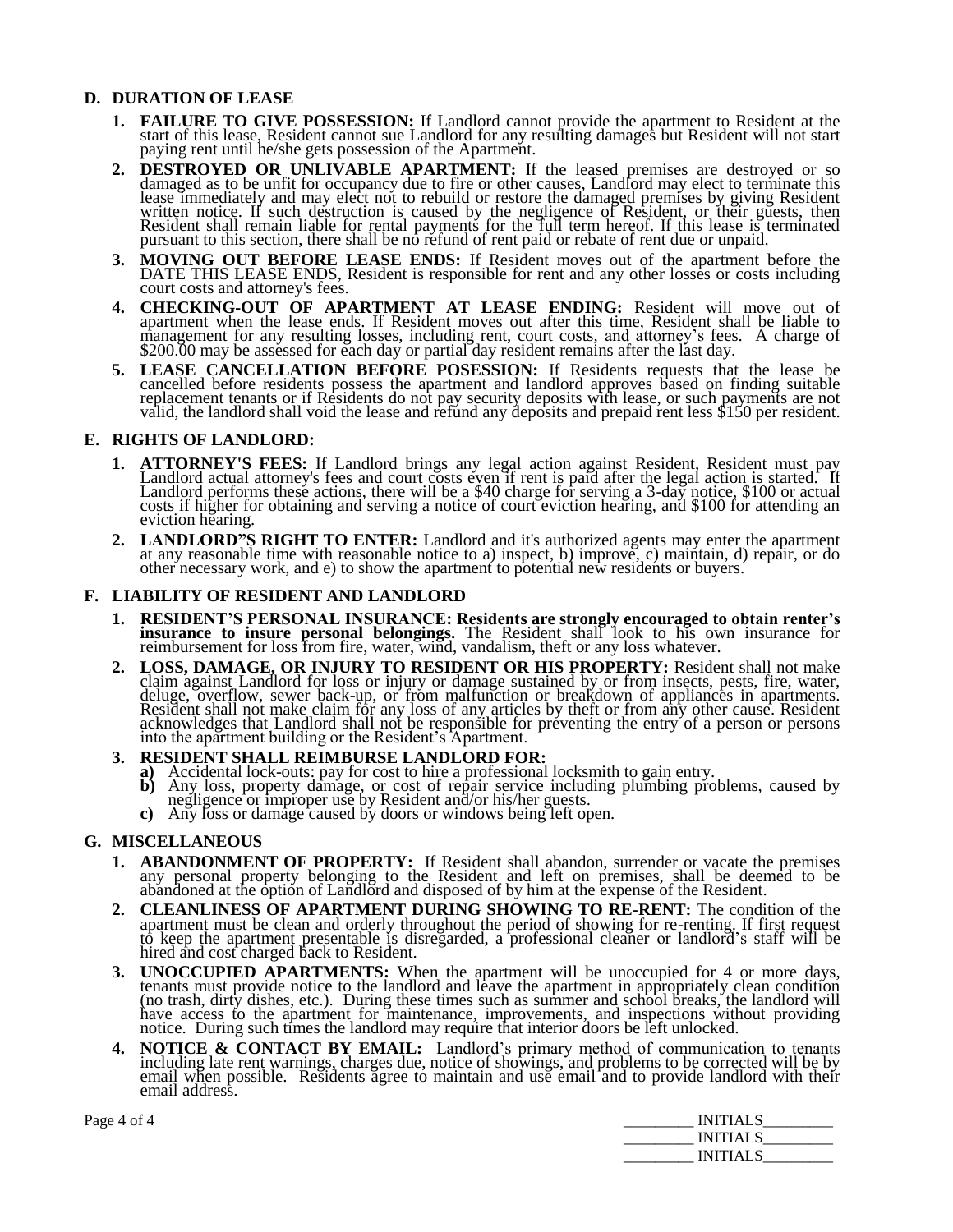## D. DURATION OF LEASE

1. **FAILURE TO GIVE POSSESSION:** If Landlord cannot provide the apartment to Resident at the start of this lease, Resident cannot sue Landlord for any resulting damages but Resident will not start paying rent until he/she gets possession of the Apartment.
2. **DESTROYED OR UNLIVABLE APARTMENT:** If the leased premises are destroyed or so damaged as to be unfit for occupancy due to fire or other causes, Landlord may elect to terminate this lease immediately and may elect not to rebuild or restore the damaged premises by giving Resident written notice. If such destruction is caused by the negligence of Resident, or their guests, then Resident shall remain liable for rental payments for the full term hereof. If this lease is terminated pursuant to this section, there shall be no refund of rent paid or rebate of rent due or unpaid.
3. **MOVING OUT BEFORE LEASE ENDS:** If Resident moves out of the apartment before the DATE THIS LEASE ENDS, Resident is responsible for rent and any other losses or costs including court costs and attorney's fees.
4. **CHECKING-OUT OF APARTMENT AT LEASE ENDING:** Resident will move out of apartment when the lease ends. If Resident moves out after this time, Resident shall be liable to management for any resulting losses, including rent, court costs, and attorney's fees. A charge of $200.00 may be assessed for each day or partial day resident remains after the last day.
5. **LEASE CANCELLATION BEFORE POSESSION:** If Residents requests that the lease be cancelled before residents possess the apartment and landlord approves based on finding suitable replacement tenants or if Residents do not pay security deposits with lease, or such payments are not valid, the landlord shall void the lease and refund any deposits and prepaid rent less $150 per resident.

## E. RIGHTS OF LANDLORD:

1. **ATTORNEY'S FEES:** If Landlord brings any legal action against Resident, Resident must pay Landlord actual attorney's fees and court costs even if rent is paid after the legal action is started. If Landlord performs these actions, there will be a $40 charge for serving a 3-day notice, $100 or actual costs if higher for obtaining and serving a notice of court eviction hearing, and $100 for attending an eviction hearing.
2. **LANDLORD"S RIGHT TO ENTER:** Landlord and it's authorized agents may enter the apartment at any reasonable time with reasonable notice to a) inspect, b) improve, c) maintain, d) repair, or do other necessary work, and e) to show the apartment to potential new residents or buyers.

## F. LIABILITY OF RESIDENT AND LANDLORD

1. **RESIDENT'S PERSONAL INSURANCE: Residents are strongly encouraged to obtain renter's insurance to insure personal belongings.** The Resident shall look to his own insurance for reimbursement for loss from fire, water, wind, vandalism, theft or any loss whatever.
2. **LOSS, DAMAGE, OR INJURY TO RESIDENT OR HIS PROPERTY:** Resident shall not make claim against Landlord for loss or injury or damage sustained by or from insects, pests, fire, water, deluge, overflow, sewer back-up, or from malfunction or breakdown of appliances in apartments. Resident shall not make claim for any loss of any articles by theft or from any other cause. Resident acknowledges that Landlord shall not be responsible for preventing the entry of a person or persons into the apartment building or the Resident's Apartment.
3. **RESIDENT SHALL REIMBURSE LANDLORD FOR:**
   - **a)** Accidental lock-outs: pay for cost to hire a professional locksmith to gain entry.
   - **b)** Any loss, property damage, or cost of repair service including plumbing problems, caused by negligence or improper use by Resident and/or his/her guests.
   - **c)** Any loss or damage caused by doors or windows being left open.

## G. MISCELLANEOUS

1. **ABANDONMENT OF PROPERTY:** If Resident shall abandon, surrender or vacate the premises any personal property belonging to the Resident and left on premises, shall be deemed to be abandoned at the option of Landlord and disposed of by him at the expense of the Resident.
2. **CLEANLINESS OF APARTMENT DURING SHOWING TO RE-RENT:** The condition of the apartment must be clean and orderly throughout the period of showing for re-renting. If first request to keep the apartment presentable is disregarded, a professional cleaner or landlord's staff will be hired and cost charged back to Resident.
3. **UNOCCUPIED APARTMENTS:** When the apartment will be unoccupied for 4 or more days, tenants must provide notice to the landlord and leave the apartment in appropriately clean condition (no trash, dirty dishes, etc.). During these times such as summer and school breaks, the landlord will have access to the apartment for maintenance, improvements, and inspections without providing notice. During such times the landlord may require that interior doors be left unlocked.
4. **NOTICE & CONTACT BY EMAIL:** Landlord's primary method of communication to tenants including late rent warnings, charges due, notice of showings, and problems to be corrected will be by email when possible. Residents agree to maintain and use email and to provide landlord with their email address.

_________ INITIALS_________
_________ INITIALS_________
_________ INITIALS_________